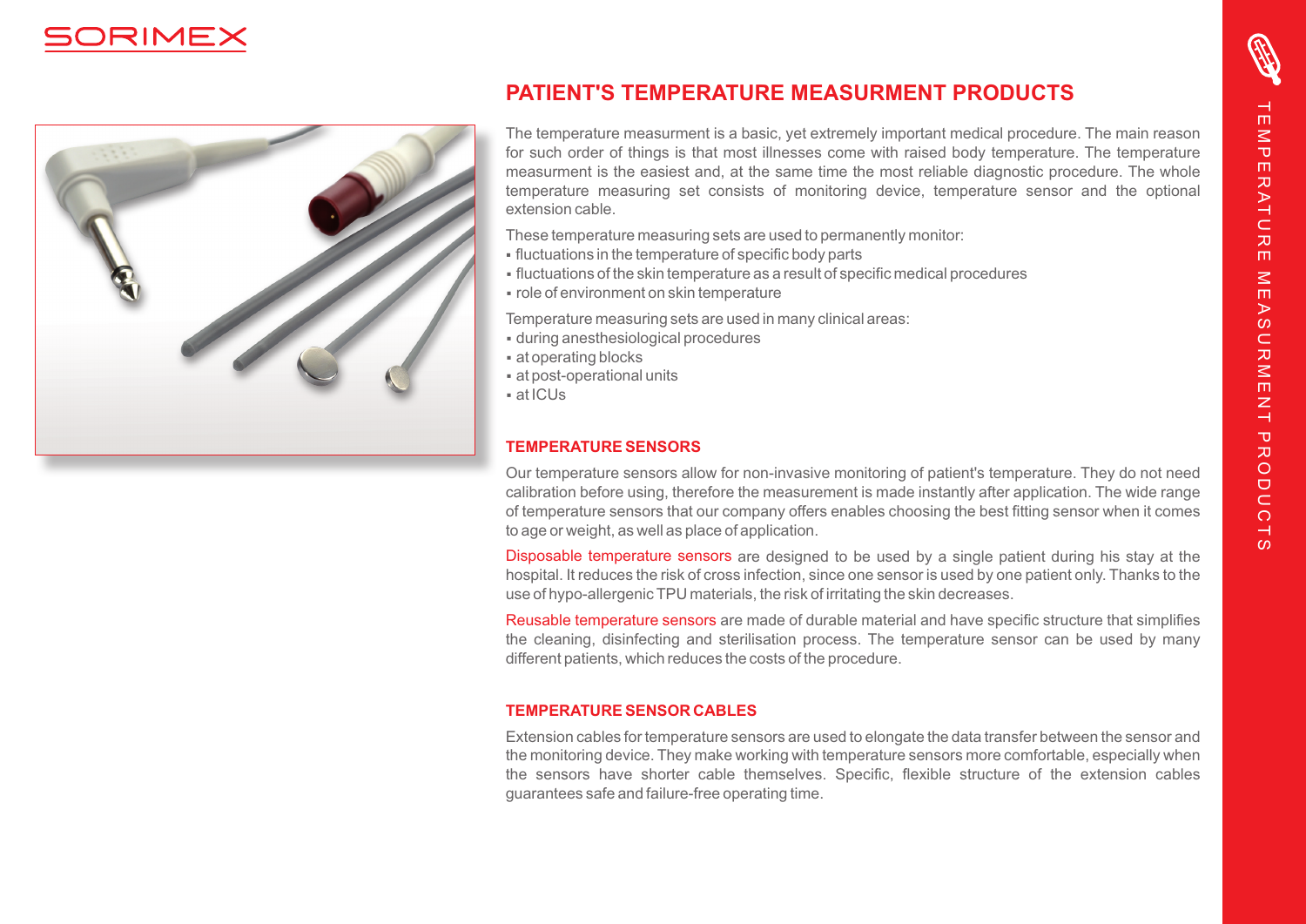# PATIENT'S TEMPERATURE MEASURMENT PRODUCTS

The temperature measurment is a basic, yet extremely important medical procedure. The main reason for such order of things is that most illnesses come with raised body temperature. The temperature measurment is the easiest and, at the same time the most reliable diagnostic procedure. The whole temperature measuring set consists of monitoring device, temperature sensor and the optional extension cable.

These temperature measuring sets are used to permanently monitor:

- fluctuations in the temperature of specific body parts
- fluctuations of the skin temperature as a result of specific medical procedures
- role of environment on skin temperature

Temperature measuring sets are used in many clinical areas:

- during anesthesiological procedures
- at operating blocks
- at post-operational units
- at ICUs

## TEMPERATURE SENSORS

Our temperature sensors allow for non-invasive monitoring of patient's temperature. They do not need calibration before using, therefore the measurement is made instantly after application. The wide range of temperature sensors that our company offers enables choosing the best fitting sensor when it comes to age or weight, as well as place of application.

Disposable temperature sensors are designed to be used by a single patient during his stay at the hospital. It reduces the risk of cross infection, since one sensor is used by one patient only. Thanks to the use of hypo-allergenic TPU materials, the risk of irritating the skin decreases.

Reusable temperature sensors are made of durable material and have specific structure that simplifies the cleaning, disinfecting and sterilisation process. The temperature sensor can be used by many different patients, which reduces the costs of the procedure.

## TEMPERATURE SENSOR CABLES

Extension cables for temperature sensors are used to elongate the data transfer between the sensor and the monitoring device. They make working with temperature sensors more comfortable, especially when the sensors have shorter cable themselves. Specific, flexible structure of the extension cables guarantees safe and failure-free operating time.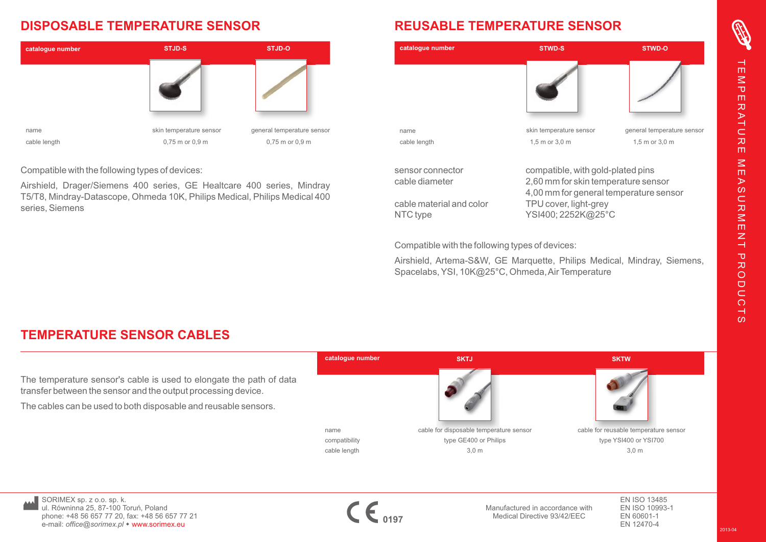## DISPOSABLE TEMPERATURE SENSOR

| catalogue number | STJD-S | STJD-O |
|---|---|---|
| name | skin temperature sensor | general temperature sensor |
| cable length | 0,75 m or 0,9 m | 0,75 m or 0,9 m |

Compatible with the following types of devices:

Airshield, Drager/Siemens 400 series, GE Healtcare 400 series, Mindray T5/T8, Mindray-Datascope, Ohmeda 10K, Philips Medical, Philips Medical 400 series, Siemens

## REUSABLE TEMPERATURE SENSOR

| catalogue number | STWD-S | STWD-O |
|---|---|---|
| name | skin temperature sensor | general temperature sensor |
| cable length | 1,5 m or 3,0 m | 1,5 m or 3,0 m |

| | |
|---|---|
| sensor connector | compatible, with gold-plated pins |
| cable diameter | 2,60 mm for skin temperature sensor<br>4,00 mm for general temperature sensor |
| cable material and color | TPU cover, light-grey |
| NTC type | YSI400; 2252K@25°C |

Compatible with the following types of devices:

Airshield, Artema-S&W, GE Marquette, Philips Medical, Mindray, Siemens, Spacelabs, YSI, 10K@25°C, Ohmeda, Air Temperature

## TEMPERATURE SENSOR CABLES

The temperature sensor's cable is used to elongate the path of data transfer between the sensor and the output processing device.

The cables can be used to both disposable and reusable sensors.

| catalogue number | SKTJ | SKTW |
|---|---|---|
| name | cable for disposable temperature sensor | cable for reusable temperature sensor |
| compatibility | type GE400 or Philips | type YSI400 or YSI700 |
| cable length | 3,0 m | 3,0 m |

SORIMEX sp. z o.o. sp. k.
ul. Równinna 25, 87-100 Toruń, Poland
phone: +48 56 657 77 20, fax: +48 56 657 77 21
e-mail: *office@sorimex.pl* • www.sorimex.eu

CE 0197

Manufactured in accordance with Medical Directive 93/42/EEC

EN ISO 13485
EN ISO 10993-1
EN 60601-1
EN 12470-4

TEMPERATURE MEASURMENT PRODUCTS

2013-04